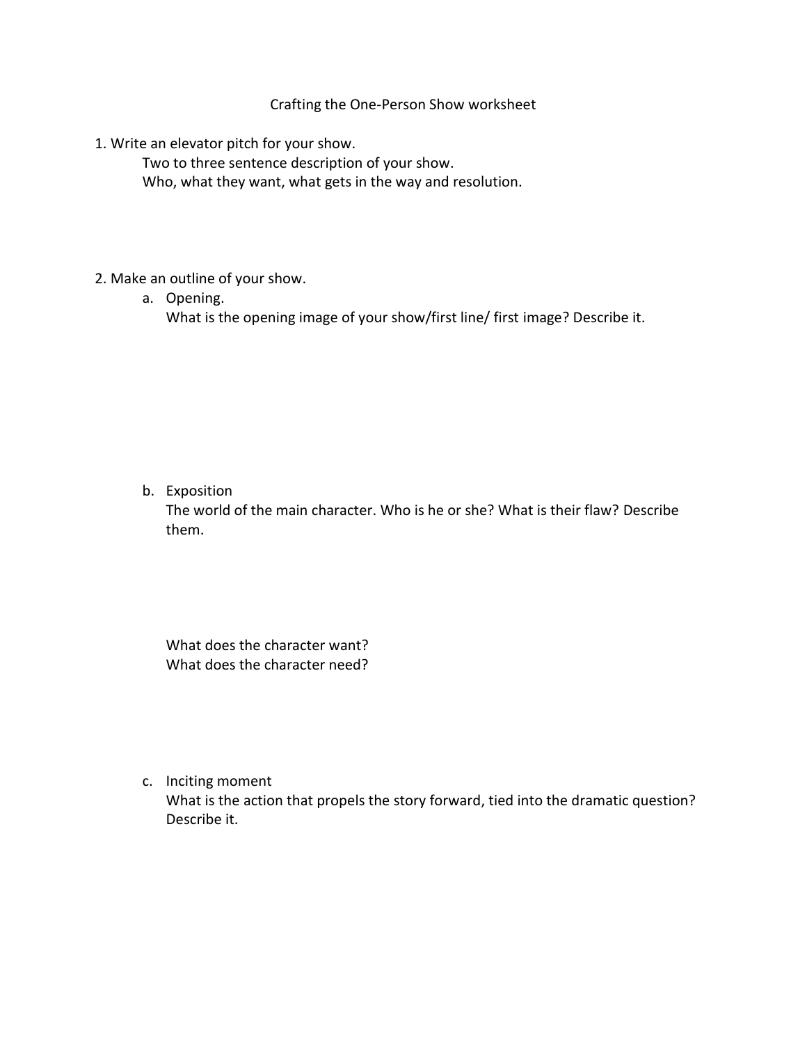# Crafting the One-Person Show worksheet

1. Write an elevator pitch for your show.

   Two to three sentence description of your show.

   Who, what they want, what gets in the way and resolution.

2. Make an outline of your show.

   a. Opening.

      What is the opening image of your show/first line/ first image? Describe it.

   b. Exposition

      The world of the main character. Who is he or she? What is their flaw? Describe them.

      What does the character want?

      What does the character need?

   c. Inciting moment

      What is the action that propels the story forward, tied into the dramatic question? Describe it.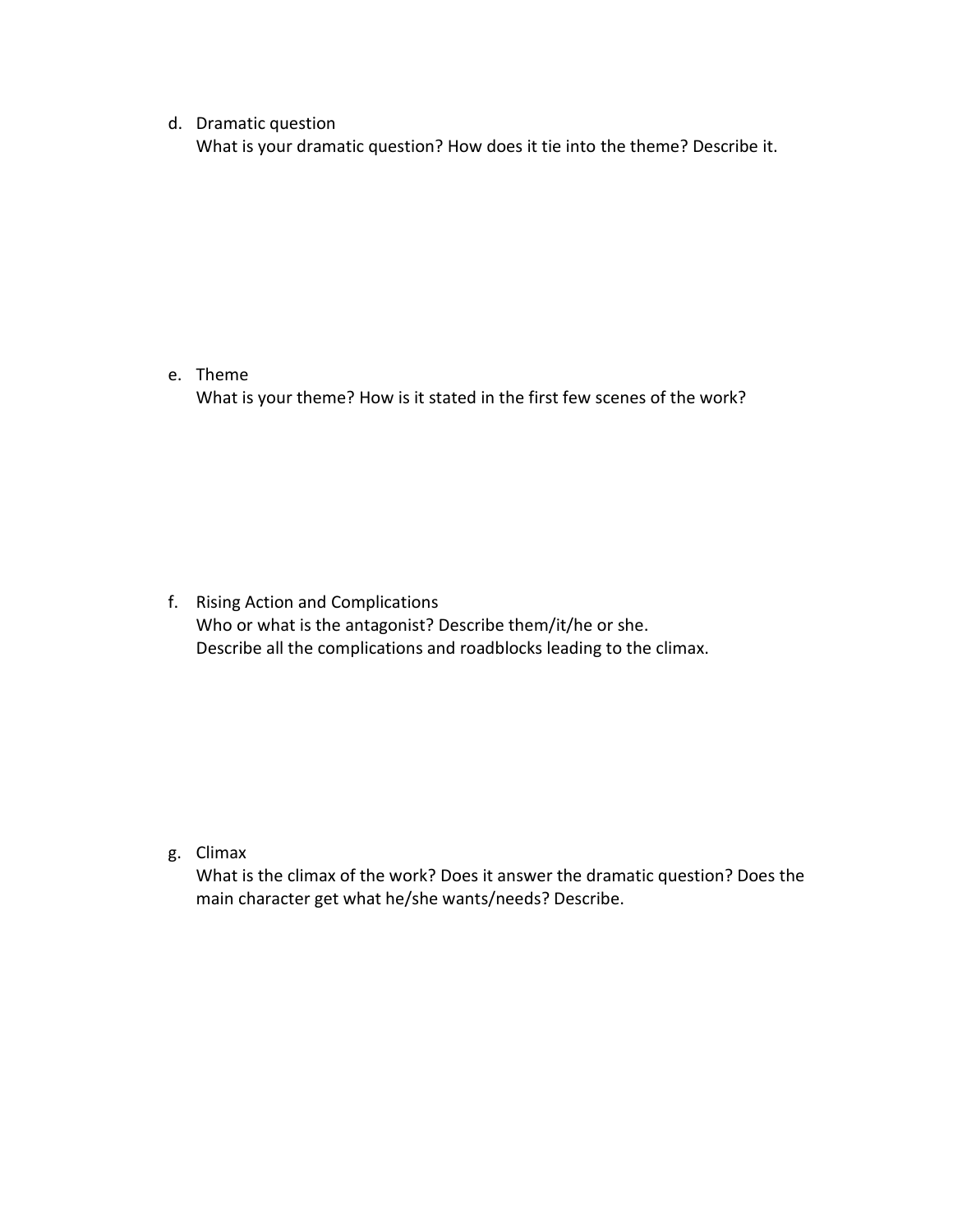d. Dramatic question

   What is your dramatic question? How does it tie into the theme? Describe it.

e. Theme

   What is your theme? How is it stated in the first few scenes of the work?

f. Rising Action and Complications

   Who or what is the antagonist? Describe them/it/he or she.
   Describe all the complications and roadblocks leading to the climax.

g. Climax

   What is the climax of the work? Does it answer the dramatic question? Does the main character get what he/she wants/needs? Describe.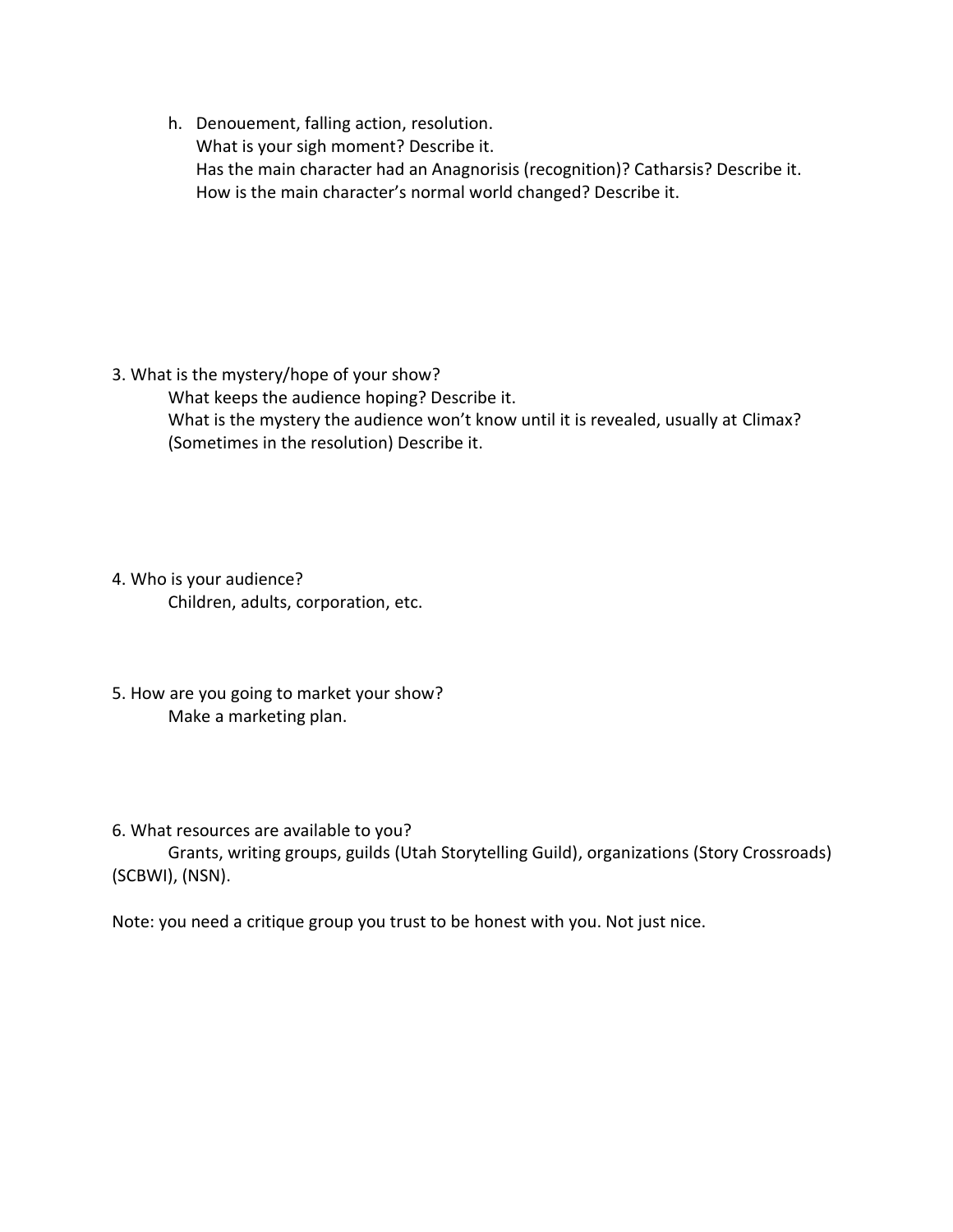h. Denouement, falling action, resolution.  
   What is your sigh moment? Describe it.  
   Has the main character had an Anagnorisis (recognition)? Catharsis? Describe it.  
   How is the main character's normal world changed? Describe it.

3. What is the mystery/hope of your show?  
   What keeps the audience hoping? Describe it.  
   What is the mystery the audience won't know until it is revealed, usually at Climax? (Sometimes in the resolution) Describe it.

4. Who is your audience?  
   Children, adults, corporation, etc.

5. How are you going to market your show?  
   Make a marketing plan.

6. What resources are available to you?  
   Grants, writing groups, guilds (Utah Storytelling Guild), organizations (Story Crossroads) (SCBWI), (NSN).

Note: you need a critique group you trust to be honest with you. Not just nice.